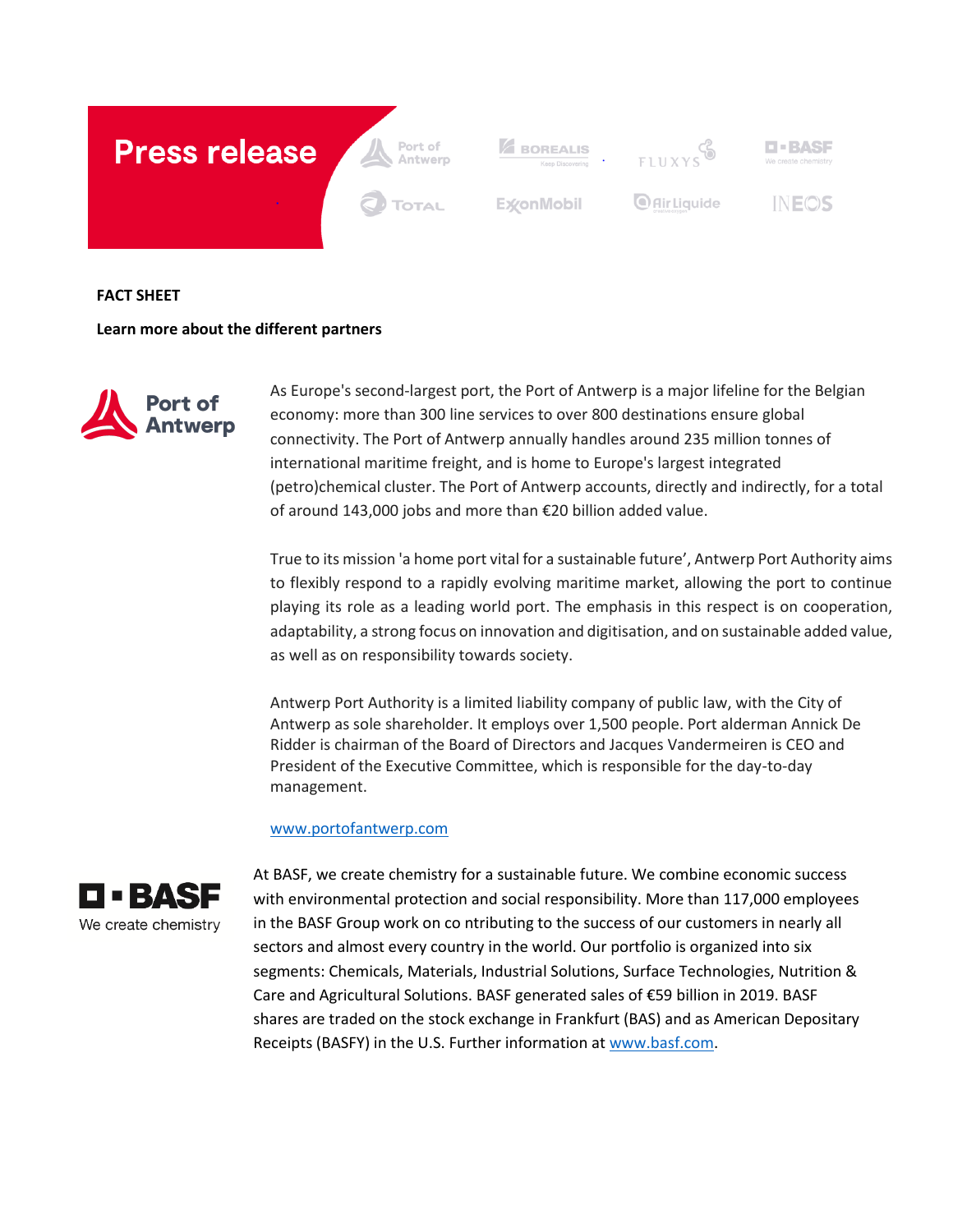# Press release

**FACT SHEET**

**Learn more about the different partners**

As Europe's second-largest port, the Port of Antwerp is a major lifeline for the Belgian economy: more than 300 line services to over 800 destinations ensure global connectivity. The Port of Antwerp annually handles around 235 million tonnes of international maritime freight, and is home to Europe's largest integrated (petro)chemical cluster. The Port of Antwerp accounts, directly and indirectly, for a total of around 143,000 jobs and more than €20 billion added value.

True to its mission 'a home port vital for a sustainable future', Antwerp Port Authority aims to flexibly respond to a rapidly evolving maritime market, allowing the port to continue playing its role as a leading world port. The emphasis in this respect is on cooperation, adaptability, a strong focus on innovation and digitisation, and on sustainable added value, as well as on responsibility towards society.

Antwerp Port Authority is a limited liability company of public law, with the City of Antwerp as sole shareholder. It employs over 1,500 people. Port alderman Annick De Ridder is chairman of the Board of Directors and Jacques Vandermeiren is CEO and President of the Executive Committee, which is responsible for the day-to-day management.

www.portofantwerp.com

At BASF, we create chemistry for a sustainable future. We combine economic success with environmental protection and social responsibility. More than 117,000 employees in the BASF Group work on co ntributing to the success of our customers in nearly all sectors and almost every country in the world. Our portfolio is organized into six segments: Chemicals, Materials, Industrial Solutions, Surface Technologies, Nutrition & Care and Agricultural Solutions. BASF generated sales of €59 billion in 2019. BASF shares are traded on the stock exchange in Frankfurt (BAS) and as American Depositary Receipts (BASFY) in the U.S. Further information at www.basf.com.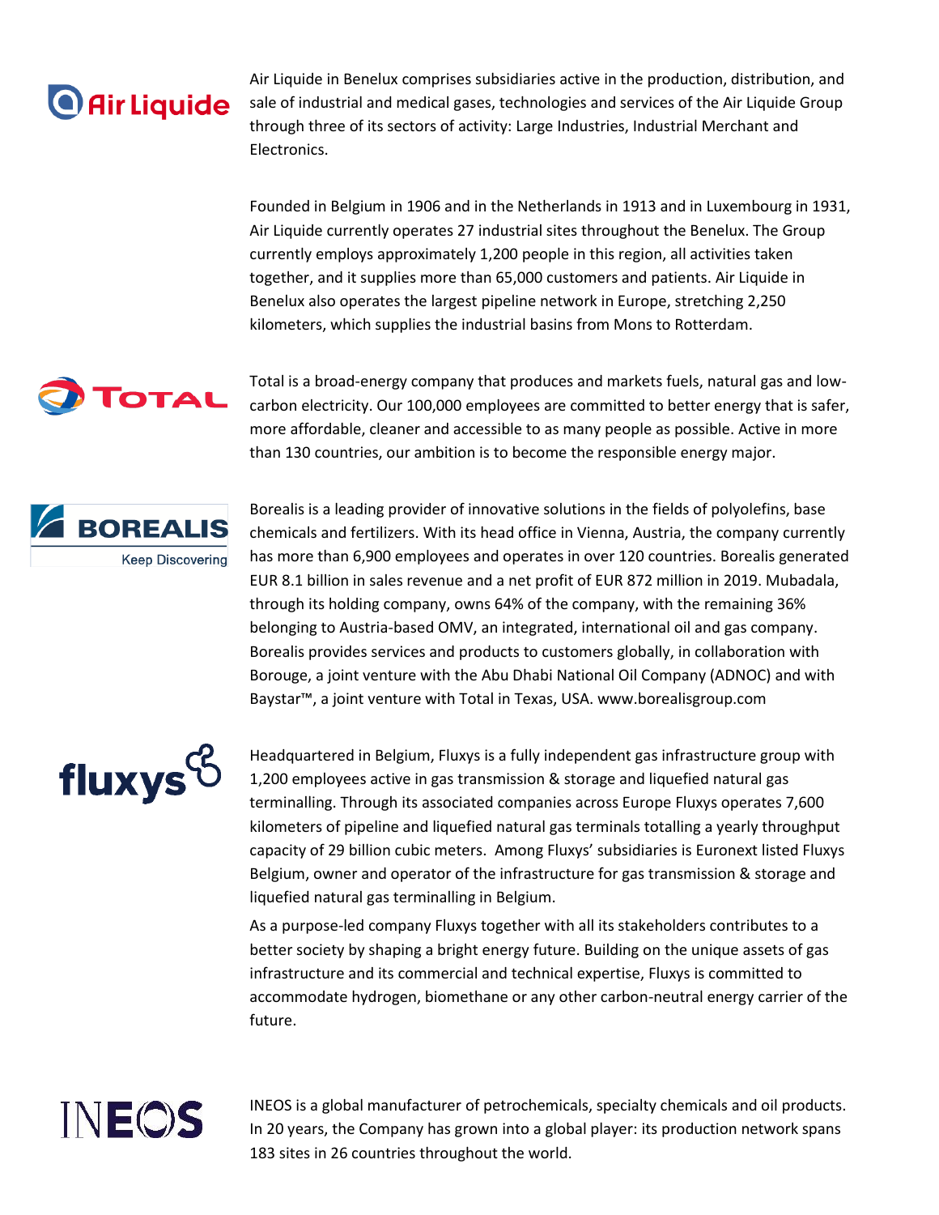Air Liquide in Benelux comprises subsidiaries active in the production, distribution, and sale of industrial and medical gases, technologies and services of the Air Liquide Group through three of its sectors of activity: Large Industries, Industrial Merchant and Electronics.

Founded in Belgium in 1906 and in the Netherlands in 1913 and in Luxembourg in 1931, Air Liquide currently operates 27 industrial sites throughout the Benelux. The Group currently employs approximately 1,200 people in this region, all activities taken together, and it supplies more than 65,000 customers and patients. Air Liquide in Benelux also operates the largest pipeline network in Europe, stretching 2,250 kilometers, which supplies the industrial basins from Mons to Rotterdam.

Total is a broad-energy company that produces and markets fuels, natural gas and low-carbon electricity. Our 100,000 employees are committed to better energy that is safer, more affordable, cleaner and accessible to as many people as possible. Active in more than 130 countries, our ambition is to become the responsible energy major.

Borealis is a leading provider of innovative solutions in the fields of polyolefins, base chemicals and fertilizers. With its head office in Vienna, Austria, the company currently has more than 6,900 employees and operates in over 120 countries. Borealis generated EUR 8.1 billion in sales revenue and a net profit of EUR 872 million in 2019. Mubadala, through its holding company, owns 64% of the company, with the remaining 36% belonging to Austria-based OMV, an integrated, international oil and gas company. Borealis provides services and products to customers globally, in collaboration with Borouge, a joint venture with the Abu Dhabi National Oil Company (ADNOC) and with Baystar™, a joint venture with Total in Texas, USA. www.borealisgroup.com

Headquartered in Belgium, Fluxys is a fully independent gas infrastructure group with 1,200 employees active in gas transmission & storage and liquefied natural gas terminalling. Through its associated companies across Europe Fluxys operates 7,600 kilometers of pipeline and liquefied natural gas terminals totalling a yearly throughput capacity of 29 billion cubic meters. Among Fluxys' subsidiaries is Euronext listed Fluxys Belgium, owner and operator of the infrastructure for gas transmission & storage and liquefied natural gas terminalling in Belgium.

As a purpose-led company Fluxys together with all its stakeholders contributes to a better society by shaping a bright energy future. Building on the unique assets of gas infrastructure and its commercial and technical expertise, Fluxys is committed to accommodate hydrogen, biomethane or any other carbon-neutral energy carrier of the future.

INEOS is a global manufacturer of petrochemicals, specialty chemicals and oil products. In 20 years, the Company has grown into a global player: its production network spans 183 sites in 26 countries throughout the world.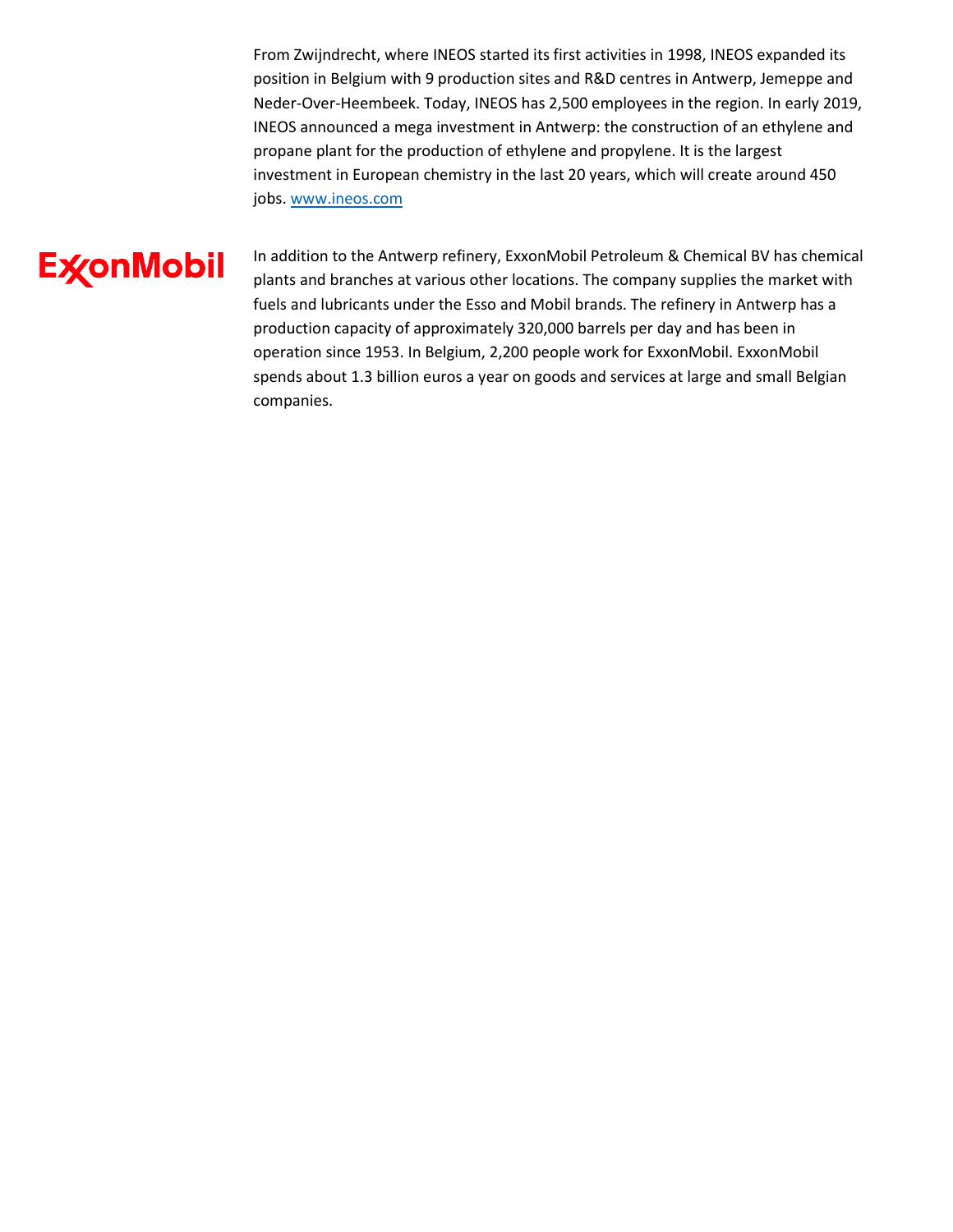From Zwijndrecht, where INEOS started its first activities in 1998, INEOS expanded its position in Belgium with 9 production sites and R&D centres in Antwerp, Jemeppe and Neder-Over-Heembeek. Today, INEOS has 2,500 employees in the region. In early 2019, INEOS announced a mega investment in Antwerp: the construction of an ethylene and propane plant for the production of ethylene and propylene. It is the largest investment in European chemistry in the last 20 years, which will create around 450 jobs. [www.ineos.com](http://www.ineos.com)

ExxonMobil

In addition to the Antwerp refinery, ExxonMobil Petroleum & Chemical BV has chemical plants and branches at various other locations. The company supplies the market with fuels and lubricants under the Esso and Mobil brands. The refinery in Antwerp has a production capacity of approximately 320,000 barrels per day and has been in operation since 1953. In Belgium, 2,200 people work for ExxonMobil. ExxonMobil spends about 1.3 billion euros a year on goods and services at large and small Belgian companies.